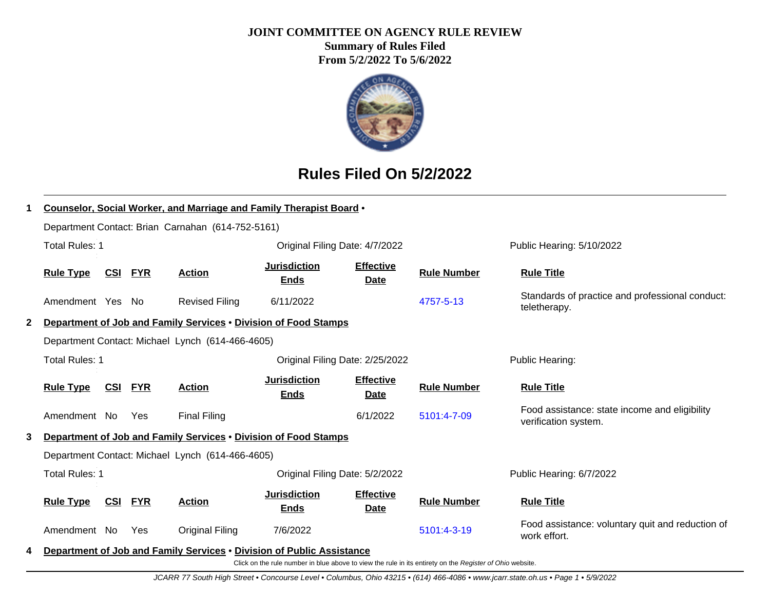# JOINT COMMITTEE ON AGENCY RULE REVIEW

**Summary of Rules Filed**

**From 5/2/2022 To 5/6/2022**

## Rules Filed On 5/2/2022

**1** **Counselor, Social Worker, and Marriage and Family Therapist Board** •

Department Contact: Brian Carnahan (614-752-5161)

Total Rules: 1 | Original Filing Date: 4/7/2022 | Public Hearing: 5/10/2022

| Rule Type | CSI | FYR | Action | Jurisdiction Ends | Effective Date | Rule Number | Rule Title |
|---|---|---|---|---|---|---|---|
| Amendment | Yes | No | Revised Filing | 6/11/2022 | | 4757-5-13 | Standards of practice and professional conduct: teletherapy. |

**2** **Department of Job and Family Services** • **Division of Food Stamps**

Department Contact: Michael Lynch (614-466-4605)

Total Rules: 1 | Original Filing Date: 2/25/2022 | Public Hearing:

| Rule Type | CSI | FYR | Action | Jurisdiction Ends | Effective Date | Rule Number | Rule Title |
|---|---|---|---|---|---|---|---|
| Amendment | No | Yes | Final Filing | | 6/1/2022 | 5101:4-7-09 | Food assistance: state income and eligibility verification system. |

**3** **Department of Job and Family Services** • **Division of Food Stamps**

Department Contact: Michael Lynch (614-466-4605)

Total Rules: 1 | Original Filing Date: 5/2/2022 | Public Hearing: 6/7/2022

| Rule Type | CSI | FYR | Action | Jurisdiction Ends | Effective Date | Rule Number | Rule Title |
|---|---|---|---|---|---|---|---|
| Amendment | No | Yes | Original Filing | 7/6/2022 | | 5101:4-3-19 | Food assistance: voluntary quit and reduction of work effort. |

**4** **Department of Job and Family Services** • **Division of Public Assistance**

Click on the rule number in blue above to view the rule in its entirety on the *Register of Ohio* website.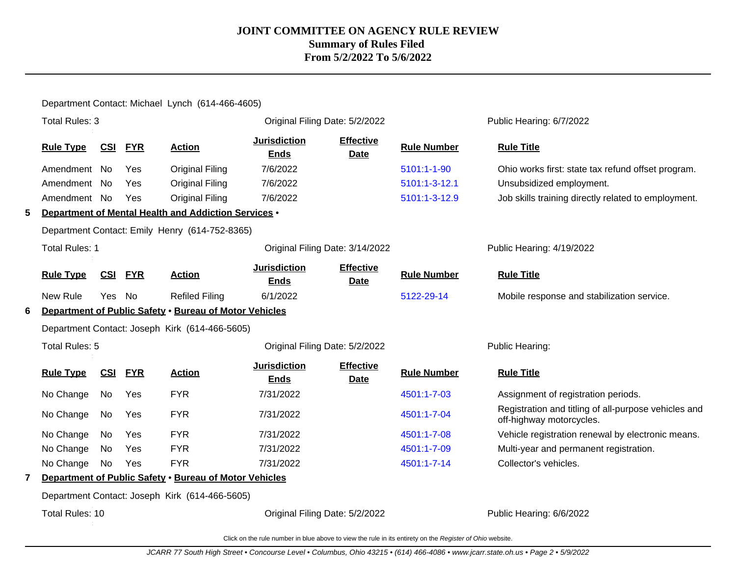Department Contact: Michael Lynch (614-466-4605)

Total Rules: 3 | Original Filing Date: 5/2/2022 | Public Hearing: 6/7/2022

| Rule Type | CSI | FYR | Action | Jurisdiction Ends | Effective Date | Rule Number | Rule Title |
|---|---|---|---|---|---|---|---|
| Amendment | No | Yes | Original Filing | 7/6/2022 | | 5101:1-1-90 | Ohio works first: state tax refund offset program. |
| Amendment | No | Yes | Original Filing | 7/6/2022 | | 5101:1-3-12.1 | Unsubsidized employment. |
| Amendment | No | Yes | Original Filing | 7/6/2022 | | 5101:1-3-12.9 | Job skills training directly related to employment. |

**5 Department of Mental Health and Addiction Services** •

Department Contact: Emily Henry (614-752-8365)

Total Rules: 1 | Original Filing Date: 3/14/2022 | Public Hearing: 4/19/2022

| Rule Type | CSI | FYR | Action | Jurisdiction Ends | Effective Date | Rule Number | Rule Title |
|---|---|---|---|---|---|---|---|
| New Rule | Yes | No | Refiled Filing | 6/1/2022 | | 5122-29-14 | Mobile response and stabilization service. |

**6 Department of Public Safety • Bureau of Motor Vehicles**

Department Contact: Joseph Kirk (614-466-5605)

Total Rules: 5 | Original Filing Date: 5/2/2022 | Public Hearing:

| Rule Type | CSI | FYR | Action | Jurisdiction Ends | Effective Date | Rule Number | Rule Title |
|---|---|---|---|---|---|---|---|
| No Change | No | Yes | FYR | 7/31/2022 | | 4501:1-7-03 | Assignment of registration periods. |
| No Change | No | Yes | FYR | 7/31/2022 | | 4501:1-7-04 | Registration and titling of all-purpose vehicles and off-highway motorcycles. |
| No Change | No | Yes | FYR | 7/31/2022 | | 4501:1-7-08 | Vehicle registration renewal by electronic means. |
| No Change | No | Yes | FYR | 7/31/2022 | | 4501:1-7-09 | Multi-year and permanent registration. |
| No Change | No | Yes | FYR | 7/31/2022 | | 4501:1-7-14 | Collector's vehicles. |

**7 Department of Public Safety • Bureau of Motor Vehicles**

Department Contact: Joseph Kirk (614-466-5605)

Total Rules: 10 | Original Filing Date: 5/2/2022 | Public Hearing: 6/6/2022

Click on the rule number in blue above to view the rule in its entirety on the *Register of Ohio* website.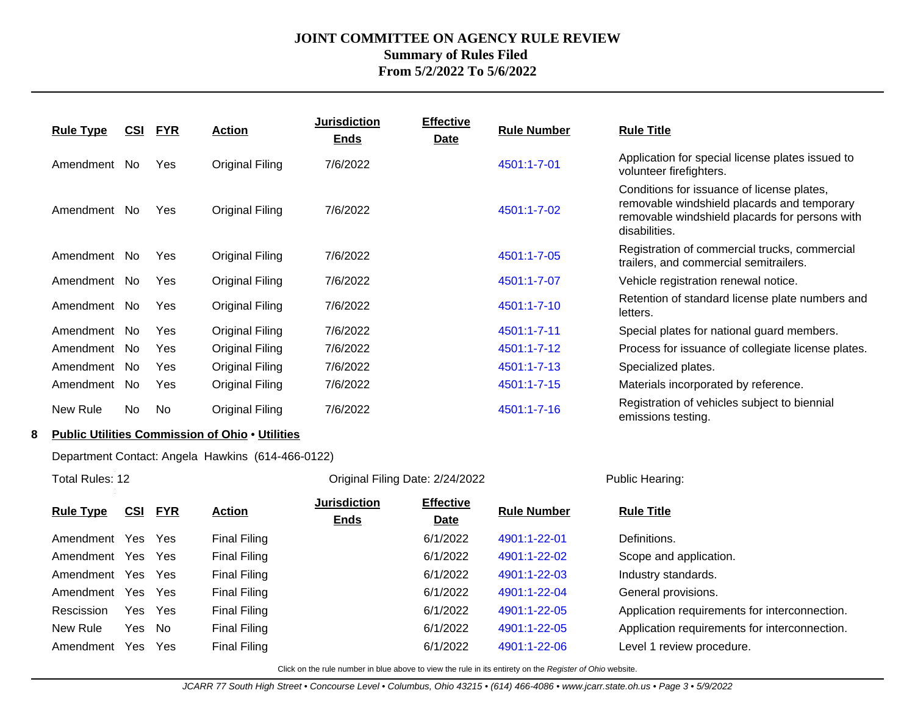| Rule Type | CSI | FYR | Action | Jurisdiction Ends | Effective Date | Rule Number | Rule Title |
|---|---|---|---|---|---|---|---|
| Amendment | No | Yes | Original Filing | 7/6/2022 | | 4501:1-7-01 | Application for special license plates issued to volunteer firefighters. |
| Amendment | No | Yes | Original Filing | 7/6/2022 | | 4501:1-7-02 | Conditions for issuance of license plates, removable windshield placards and temporary removable windshield placards for persons with disabilities. |
| Amendment | No | Yes | Original Filing | 7/6/2022 | | 4501:1-7-05 | Registration of commercial trucks, commercial trailers, and commercial semitrailers. |
| Amendment | No | Yes | Original Filing | 7/6/2022 | | 4501:1-7-07 | Vehicle registration renewal notice. |
| Amendment | No | Yes | Original Filing | 7/6/2022 | | 4501:1-7-10 | Retention of standard license plate numbers and letters. |
| Amendment | No | Yes | Original Filing | 7/6/2022 | | 4501:1-7-11 | Special plates for national guard members. |
| Amendment | No | Yes | Original Filing | 7/6/2022 | | 4501:1-7-12 | Process for issuance of collegiate license plates. |
| Amendment | No | Yes | Original Filing | 7/6/2022 | | 4501:1-7-13 | Specialized plates. |
| Amendment | No | Yes | Original Filing | 7/6/2022 | | 4501:1-7-15 | Materials incorporated by reference. |
| New Rule | No | No | Original Filing | 7/6/2022 | | 4501:1-7-16 | Registration of vehicles subject to biennial emissions testing. |

**8 Public Utilities Commission of Ohio • Utilities**

Department Contact: Angela Hawkins (614-466-0122)

Total Rules: 12 | Original Filing Date: 2/24/2022 | Public Hearing:

| Rule Type | CSI | FYR | Action | Jurisdiction Ends | Effective Date | Rule Number | Rule Title |
|---|---|---|---|---|---|---|---|
| Amendment | Yes | Yes | Final Filing | | 6/1/2022 | 4901:1-22-01 | Definitions. |
| Amendment | Yes | Yes | Final Filing | | 6/1/2022 | 4901:1-22-02 | Scope and application. |
| Amendment | Yes | Yes | Final Filing | | 6/1/2022 | 4901:1-22-03 | Industry standards. |
| Amendment | Yes | Yes | Final Filing | | 6/1/2022 | 4901:1-22-04 | General provisions. |
| Rescission | Yes | Yes | Final Filing | | 6/1/2022 | 4901:1-22-05 | Application requirements for interconnection. |
| New Rule | Yes | No | Final Filing | | 6/1/2022 | 4901:1-22-05 | Application requirements for interconnection. |
| Amendment | Yes | Yes | Final Filing | | 6/1/2022 | 4901:1-22-06 | Level 1 review procedure. |

Click on the rule number in blue above to view the rule in its entirety on the *Register of Ohio* website.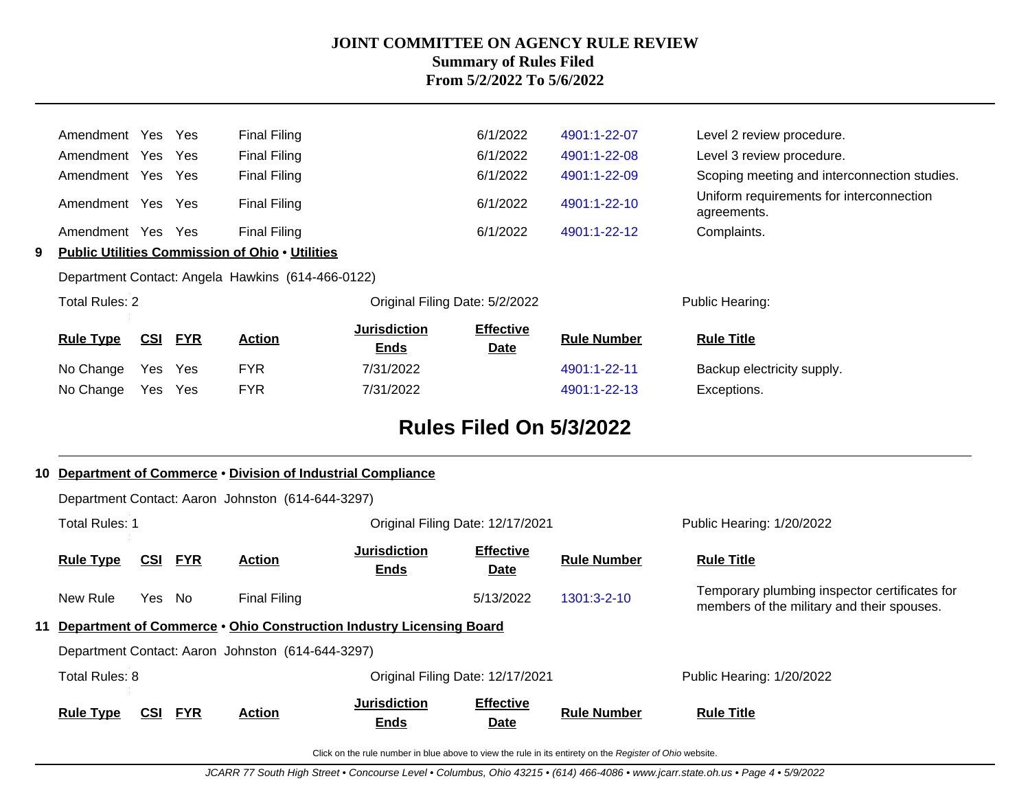| Rule Type | CSI | FYR | Action | Jurisdiction Ends | Effective Date | Rule Number | Rule Title |
|---|---|---|---|---|---|---|---|
| Amendment | Yes | Yes | Final Filing | | 6/1/2022 | 4901:1-22-07 | Level 2 review procedure. |
| Amendment | Yes | Yes | Final Filing | | 6/1/2022 | 4901:1-22-08 | Level 3 review procedure. |
| Amendment | Yes | Yes | Final Filing | | 6/1/2022 | 4901:1-22-09 | Scoping meeting and interconnection studies. |
| Amendment | Yes | Yes | Final Filing | | 6/1/2022 | 4901:1-22-10 | Uniform requirements for interconnection agreements. |
| Amendment | Yes | Yes | Final Filing | | 6/1/2022 | 4901:1-22-12 | Complaints. |

**9 Public Utilities Commission of Ohio • Utilities**

Department Contact: Angela Hawkins (614-466-0122)

Total Rules: 2 | Original Filing Date: 5/2/2022 | Public Hearing:

| Rule Type | CSI | FYR | Action | Jurisdiction Ends | Effective Date | Rule Number | Rule Title |
|---|---|---|---|---|---|---|---|
| No Change | Yes | Yes | FYR | 7/31/2022 | | 4901:1-22-11 | Backup electricity supply. |
| No Change | Yes | Yes | FYR | 7/31/2022 | | 4901:1-22-13 | Exceptions. |

## Rules Filed On 5/3/2022

**10 Department of Commerce • Division of Industrial Compliance**

Department Contact: Aaron Johnston (614-644-3297)

Total Rules: 1 | Original Filing Date: 12/17/2021 | Public Hearing: 1/20/2022

| Rule Type | CSI | FYR | Action | Jurisdiction Ends | Effective Date | Rule Number | Rule Title |
|---|---|---|---|---|---|---|---|
| New Rule | Yes | No | Final Filing | | 5/13/2022 | 1301:3-2-10 | Temporary plumbing inspector certificates for members of the military and their spouses. |

**11 Department of Commerce • Ohio Construction Industry Licensing Board**

Department Contact: Aaron Johnston (614-644-3297)

Total Rules: 8 | Original Filing Date: 12/17/2021 | Public Hearing: 1/20/2022

| Rule Type | CSI | FYR | Action | Jurisdiction Ends | Effective Date | Rule Number | Rule Title |
|---|---|---|---|---|---|---|---|

Click on the rule number in blue above to view the rule in its entirety on the *Register of Ohio* website.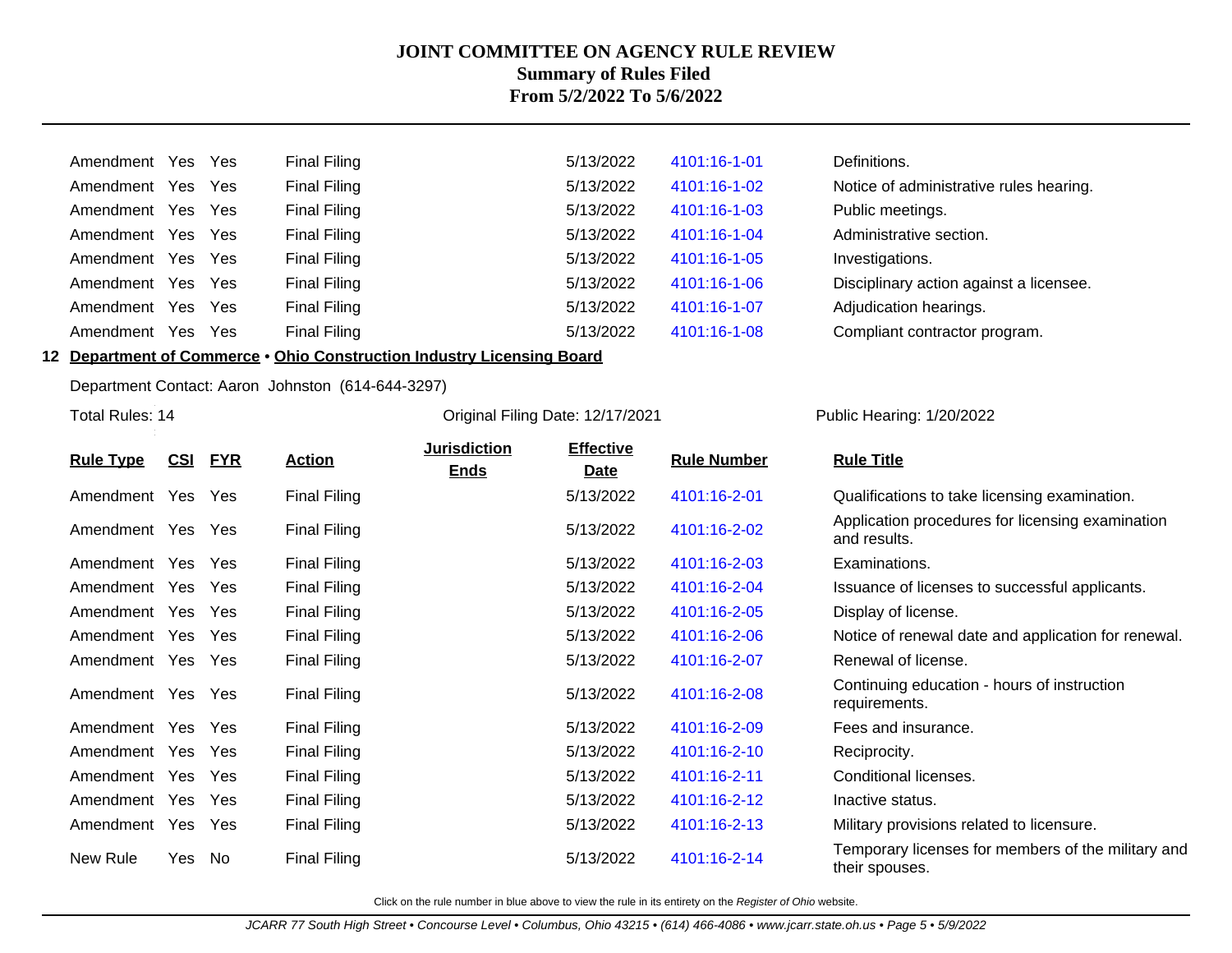| Rule Type | CSI | FYR | Action | Jurisdiction Ends | Effective Date | Rule Number | Rule Title |
|---|---|---|---|---|---|---|---|
| Amendment | Yes | Yes | Final Filing | | 5/13/2022 | 4101:16-1-01 | Definitions. |
| Amendment | Yes | Yes | Final Filing | | 5/13/2022 | 4101:16-1-02 | Notice of administrative rules hearing. |
| Amendment | Yes | Yes | Final Filing | | 5/13/2022 | 4101:16-1-03 | Public meetings. |
| Amendment | Yes | Yes | Final Filing | | 5/13/2022 | 4101:16-1-04 | Administrative section. |
| Amendment | Yes | Yes | Final Filing | | 5/13/2022 | 4101:16-1-05 | Investigations. |
| Amendment | Yes | Yes | Final Filing | | 5/13/2022 | 4101:16-1-06 | Disciplinary action against a licensee. |
| Amendment | Yes | Yes | Final Filing | | 5/13/2022 | 4101:16-1-07 | Adjudication hearings. |
| Amendment | Yes | Yes | Final Filing | | 5/13/2022 | 4101:16-1-08 | Compliant contractor program. |

**12 Department of Commerce • Ohio Construction Industry Licensing Board**

Department Contact: Aaron Johnston (614-644-3297)

Total Rules: 14 | Original Filing Date: 12/17/2021 | Public Hearing: 1/20/2022

| Rule Type | CSI | FYR | Action | Jurisdiction Ends | Effective Date | Rule Number | Rule Title |
|---|---|---|---|---|---|---|---|
| Amendment | Yes | Yes | Final Filing | | 5/13/2022 | 4101:16-2-01 | Qualifications to take licensing examination. |
| Amendment | Yes | Yes | Final Filing | | 5/13/2022 | 4101:16-2-02 | Application procedures for licensing examination and results. |
| Amendment | Yes | Yes | Final Filing | | 5/13/2022 | 4101:16-2-03 | Examinations. |
| Amendment | Yes | Yes | Final Filing | | 5/13/2022 | 4101:16-2-04 | Issuance of licenses to successful applicants. |
| Amendment | Yes | Yes | Final Filing | | 5/13/2022 | 4101:16-2-05 | Display of license. |
| Amendment | Yes | Yes | Final Filing | | 5/13/2022 | 4101:16-2-06 | Notice of renewal date and application for renewal. |
| Amendment | Yes | Yes | Final Filing | | 5/13/2022 | 4101:16-2-07 | Renewal of license. |
| Amendment | Yes | Yes | Final Filing | | 5/13/2022 | 4101:16-2-08 | Continuing education - hours of instruction requirements. |
| Amendment | Yes | Yes | Final Filing | | 5/13/2022 | 4101:16-2-09 | Fees and insurance. |
| Amendment | Yes | Yes | Final Filing | | 5/13/2022 | 4101:16-2-10 | Reciprocity. |
| Amendment | Yes | Yes | Final Filing | | 5/13/2022 | 4101:16-2-11 | Conditional licenses. |
| Amendment | Yes | Yes | Final Filing | | 5/13/2022 | 4101:16-2-12 | Inactive status. |
| Amendment | Yes | Yes | Final Filing | | 5/13/2022 | 4101:16-2-13 | Military provisions related to licensure. |
| New Rule | Yes | No | Final Filing | | 5/13/2022 | 4101:16-2-14 | Temporary licenses for members of the military and their spouses. |

Click on the rule number in blue above to view the rule in its entirety on the *Register of Ohio* website.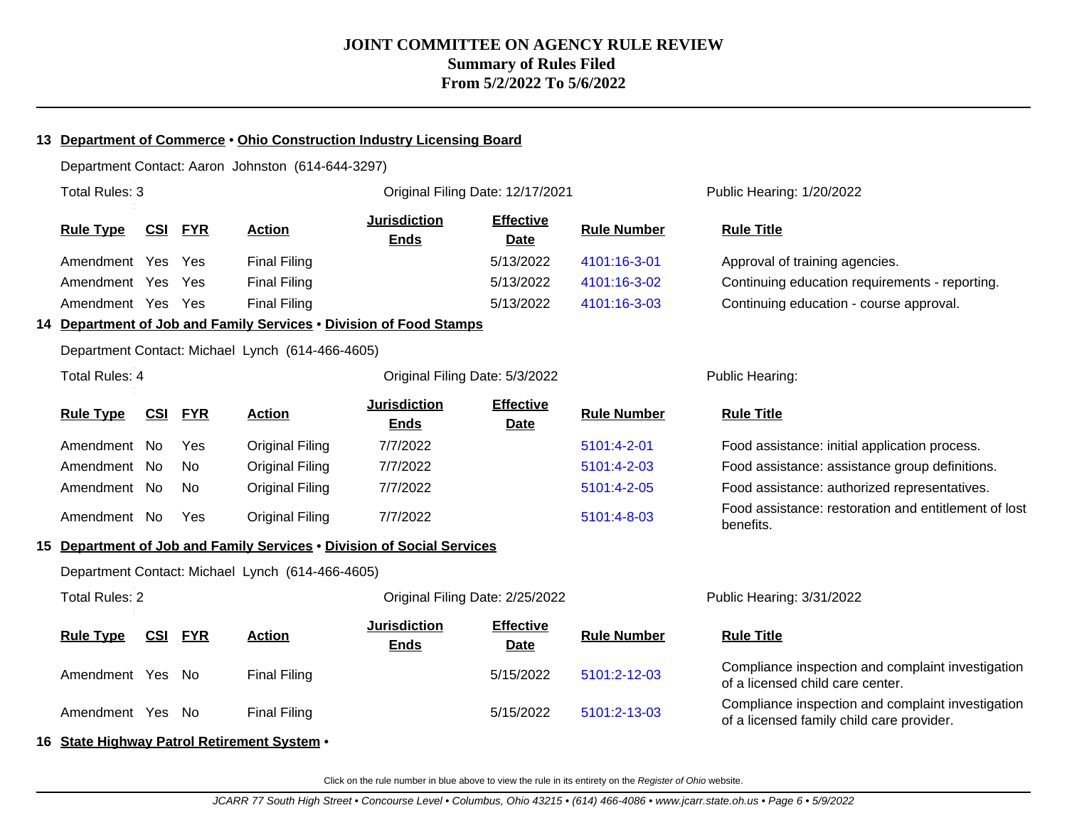# JOINT COMMITTEE ON AGENCY RULE REVIEW

## Summary of Rules Filed

## From 5/2/2022 To 5/6/2022

### 13 Department of Commerce • Ohio Construction Industry Licensing Board

Department Contact: Aaron Johnston (614-644-3297)

Total Rules: 3 — Original Filing Date: 12/17/2021 — Public Hearing: 1/20/2022

| Rule Type | CSI | FYR | Action | Jurisdiction Ends | Effective Date | Rule Number | Rule Title |
|---|---|---|---|---|---|---|---|
| Amendment | Yes | Yes | Final Filing | | 5/13/2022 | 4101:16-3-01 | Approval of training agencies. |
| Amendment | Yes | Yes | Final Filing | | 5/13/2022 | 4101:16-3-02 | Continuing education requirements - reporting. |
| Amendment | Yes | Yes | Final Filing | | 5/13/2022 | 4101:16-3-03 | Continuing education - course approval. |

### 14 Department of Job and Family Services • Division of Food Stamps

Department Contact: Michael Lynch (614-466-4605)

Total Rules: 4 — Original Filing Date: 5/3/2022 — Public Hearing:

| Rule Type | CSI | FYR | Action | Jurisdiction Ends | Effective Date | Rule Number | Rule Title |
|---|---|---|---|---|---|---|---|
| Amendment | No | Yes | Original Filing | 7/7/2022 | | 5101:4-2-01 | Food assistance: initial application process. |
| Amendment | No | No | Original Filing | 7/7/2022 | | 5101:4-2-03 | Food assistance: assistance group definitions. |
| Amendment | No | No | Original Filing | 7/7/2022 | | 5101:4-2-05 | Food assistance: authorized representatives. |
| Amendment | No | Yes | Original Filing | 7/7/2022 | | 5101:4-8-03 | Food assistance: restoration and entitlement of lost benefits. |

### 15 Department of Job and Family Services • Division of Social Services

Department Contact: Michael Lynch (614-466-4605)

Total Rules: 2 — Original Filing Date: 2/25/2022 — Public Hearing: 3/31/2022

| Rule Type | CSI | FYR | Action | Jurisdiction Ends | Effective Date | Rule Number | Rule Title |
|---|---|---|---|---|---|---|---|
| Amendment | Yes | No | Final Filing | | 5/15/2022 | 5101:2-12-03 | Compliance inspection and complaint investigation of a licensed child care center. |
| Amendment | Yes | No | Final Filing | | 5/15/2022 | 5101:2-13-03 | Compliance inspection and complaint investigation of a licensed family child care provider. |

### 16 State Highway Patrol Retirement System •

Click on the rule number in blue above to view the rule in its entirety on the *Register of Ohio* website.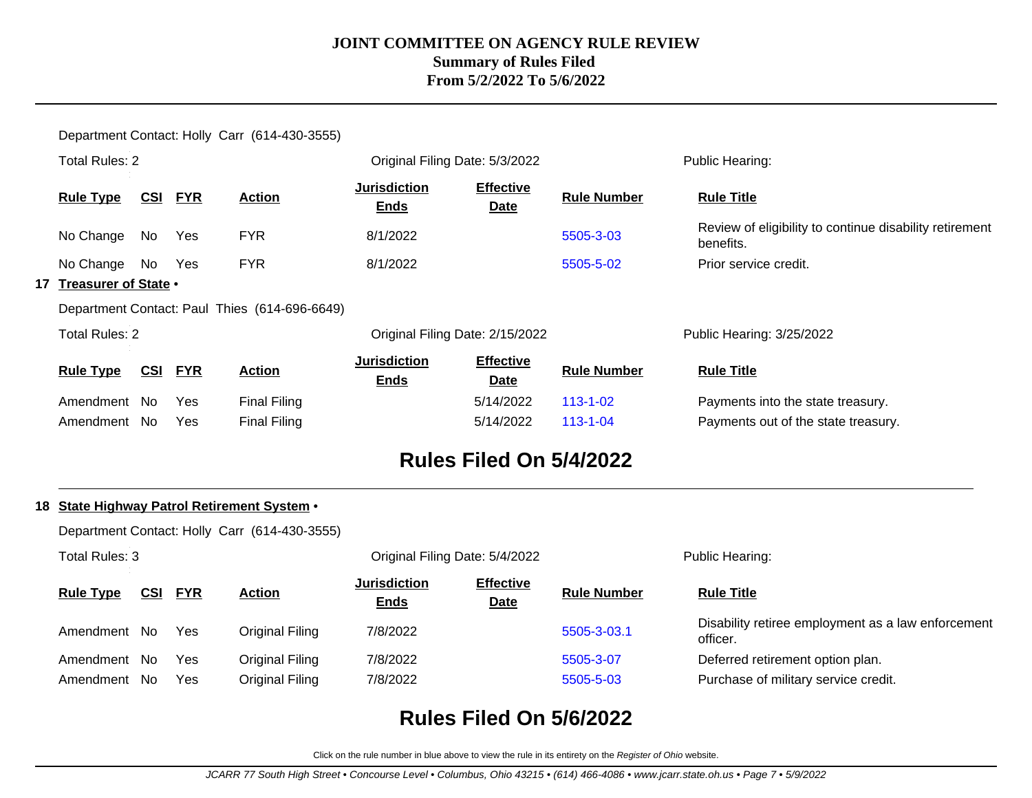Department Contact: Holly Carr (614-430-3555)

Total Rules: 2 | Original Filing Date: 5/3/2022 | Public Hearing:

| Rule Type | CSI | FYR | Action | Jurisdiction Ends | Effective Date | Rule Number | Rule Title |
|---|---|---|---|---|---|---|---|
| No Change | No | Yes | FYR | 8/1/2022 | | 5505-3-03 | Review of eligibility to continue disability retirement benefits. |
| No Change | No | Yes | FYR | 8/1/2022 | | 5505-5-02 | Prior service credit. |

**17 Treasurer of State •**

Department Contact: Paul Thies (614-696-6649)

Total Rules: 2 | Original Filing Date: 2/15/2022 | Public Hearing: 3/25/2022

| Rule Type | CSI | FYR | Action | Jurisdiction Ends | Effective Date | Rule Number | Rule Title |
|---|---|---|---|---|---|---|---|
| Amendment | No | Yes | Final Filing | | 5/14/2022 | 113-1-02 | Payments into the state treasury. |
| Amendment | No | Yes | Final Filing | | 5/14/2022 | 113-1-04 | Payments out of the state treasury. |

## Rules Filed On 5/4/2022

**18 State Highway Patrol Retirement System •**

Department Contact: Holly Carr (614-430-3555)

Total Rules: 3 | Original Filing Date: 5/4/2022 | Public Hearing:

| Rule Type | CSI | FYR | Action | Jurisdiction Ends | Effective Date | Rule Number | Rule Title |
|---|---|---|---|---|---|---|---|
| Amendment | No | Yes | Original Filing | 7/8/2022 | | 5505-3-03.1 | Disability retiree employment as a law enforcement officer. |
| Amendment | No | Yes | Original Filing | 7/8/2022 | | 5505-3-07 | Deferred retirement option plan. |
| Amendment | No | Yes | Original Filing | 7/8/2022 | | 5505-5-03 | Purchase of military service credit. |

## Rules Filed On 5/6/2022

Click on the rule number in blue above to view the rule in its entirety on the *Register of Ohio* website.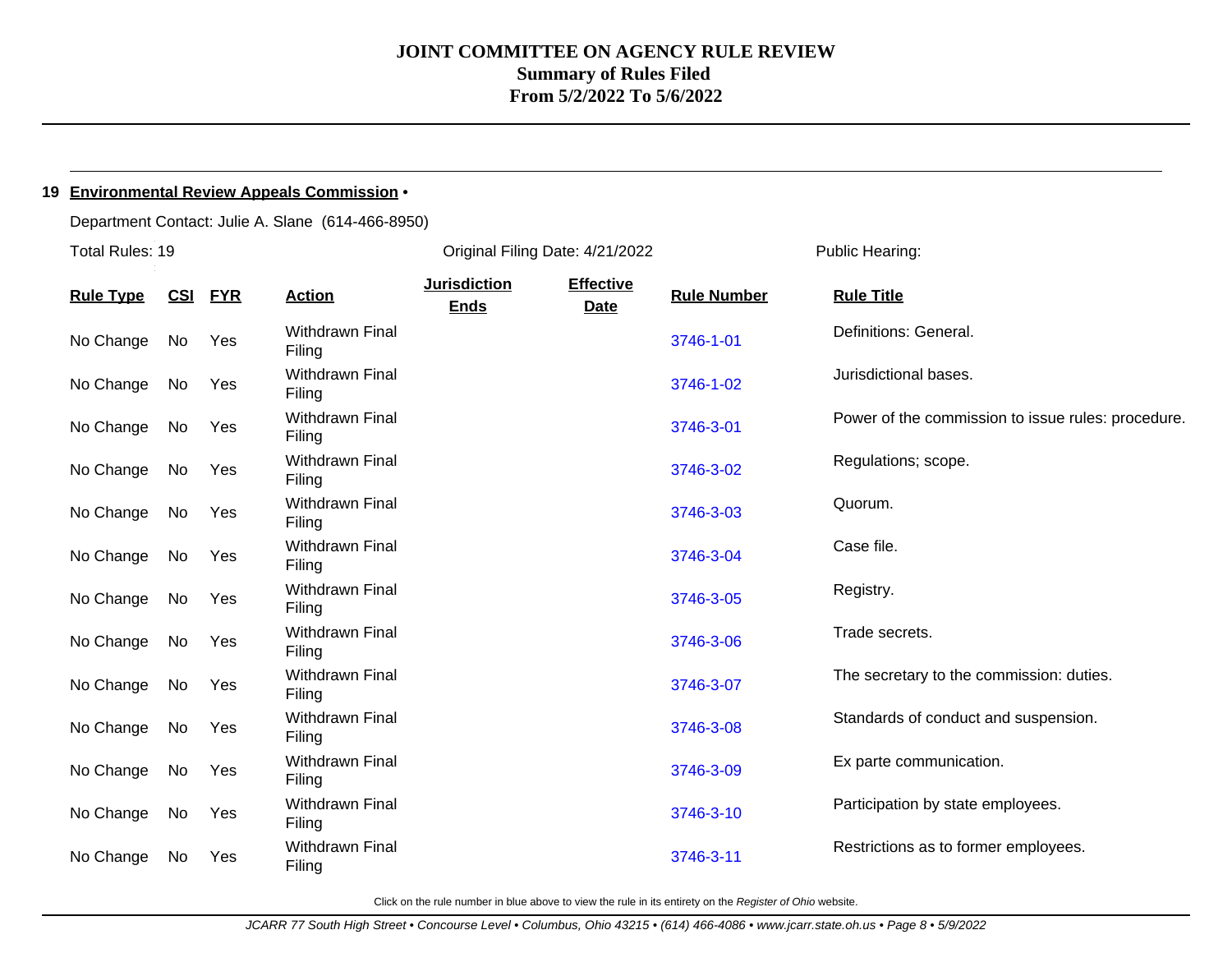# JOINT COMMITTEE ON AGENCY RULE REVIEW
## Summary of Rules Filed
## From 5/2/2022 To 5/6/2022

---

**19 Environmental Review Appeals Commission •**

Department Contact: Julie A. Slane (614-466-8950)

Total Rules: 19 | Original Filing Date: 4/21/2022 | Public Hearing:

| Rule Type | CSI | FYR | Action | Jurisdiction Ends | Effective Date | Rule Number | Rule Title |
|---|---|---|---|---|---|---|---|
| No Change | No | Yes | Withdrawn Final Filing | | | 3746-1-01 | Definitions: General. |
| No Change | No | Yes | Withdrawn Final Filing | | | 3746-1-02 | Jurisdictional bases. |
| No Change | No | Yes | Withdrawn Final Filing | | | 3746-3-01 | Power of the commission to issue rules: procedure. |
| No Change | No | Yes | Withdrawn Final Filing | | | 3746-3-02 | Regulations; scope. |
| No Change | No | Yes | Withdrawn Final Filing | | | 3746-3-03 | Quorum. |
| No Change | No | Yes | Withdrawn Final Filing | | | 3746-3-04 | Case file. |
| No Change | No | Yes | Withdrawn Final Filing | | | 3746-3-05 | Registry. |
| No Change | No | Yes | Withdrawn Final Filing | | | 3746-3-06 | Trade secrets. |
| No Change | No | Yes | Withdrawn Final Filing | | | 3746-3-07 | The secretary to the commission: duties. |
| No Change | No | Yes | Withdrawn Final Filing | | | 3746-3-08 | Standards of conduct and suspension. |
| No Change | No | Yes | Withdrawn Final Filing | | | 3746-3-09 | Ex parte communication. |
| No Change | No | Yes | Withdrawn Final Filing | | | 3746-3-10 | Participation by state employees. |
| No Change | No | Yes | Withdrawn Final Filing | | | 3746-3-11 | Restrictions as to former employees. |

Click on the rule number in blue above to view the rule in its entirety on the *Register of Ohio* website.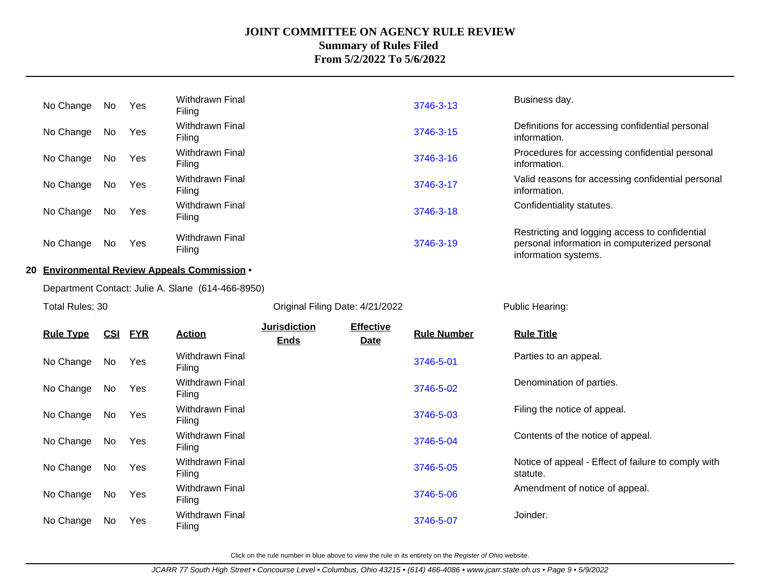| | | | | | | | |
|---|---|---|---|---|---|---|---|
| No Change | No | Yes | Withdrawn Final Filing | | | 3746-3-13 | Business day. |
| No Change | No | Yes | Withdrawn Final Filing | | | 3746-3-15 | Definitions for accessing confidential personal information. |
| No Change | No | Yes | Withdrawn Final Filing | | | 3746-3-16 | Procedures for accessing confidential personal information. |
| No Change | No | Yes | Withdrawn Final Filing | | | 3746-3-17 | Valid reasons for accessing confidential personal information. |
| No Change | No | Yes | Withdrawn Final Filing | | | 3746-3-18 | Confidentiality statutes. |
| No Change | No | Yes | Withdrawn Final Filing | | | 3746-3-19 | Restricting and logging access to confidential personal information in computerized personal information systems. |

**20 Environmental Review Appeals Commission •**

Department Contact: Julie A. Slane (614-466-8950)

Total Rules: 30 — Original Filing Date: 4/21/2022 — Public Hearing:

| Rule Type | CSI | FYR | Action | Jurisdiction Ends | Effective Date | Rule Number | Rule Title |
|---|---|---|---|---|---|---|---|
| No Change | No | Yes | Withdrawn Final Filing | | | 3746-5-01 | Parties to an appeal. |
| No Change | No | Yes | Withdrawn Final Filing | | | 3746-5-02 | Denomination of parties. |
| No Change | No | Yes | Withdrawn Final Filing | | | 3746-5-03 | Filing the notice of appeal. |
| No Change | No | Yes | Withdrawn Final Filing | | | 3746-5-04 | Contents of the notice of appeal. |
| No Change | No | Yes | Withdrawn Final Filing | | | 3746-5-05 | Notice of appeal - Effect of failure to comply with statute. |
| No Change | No | Yes | Withdrawn Final Filing | | | 3746-5-06 | Amendment of notice of appeal. |
| No Change | No | Yes | Withdrawn Final Filing | | | 3746-5-07 | Joinder. |

Click on the rule number in blue above to view the rule in its entirety on the *Register of Ohio* website.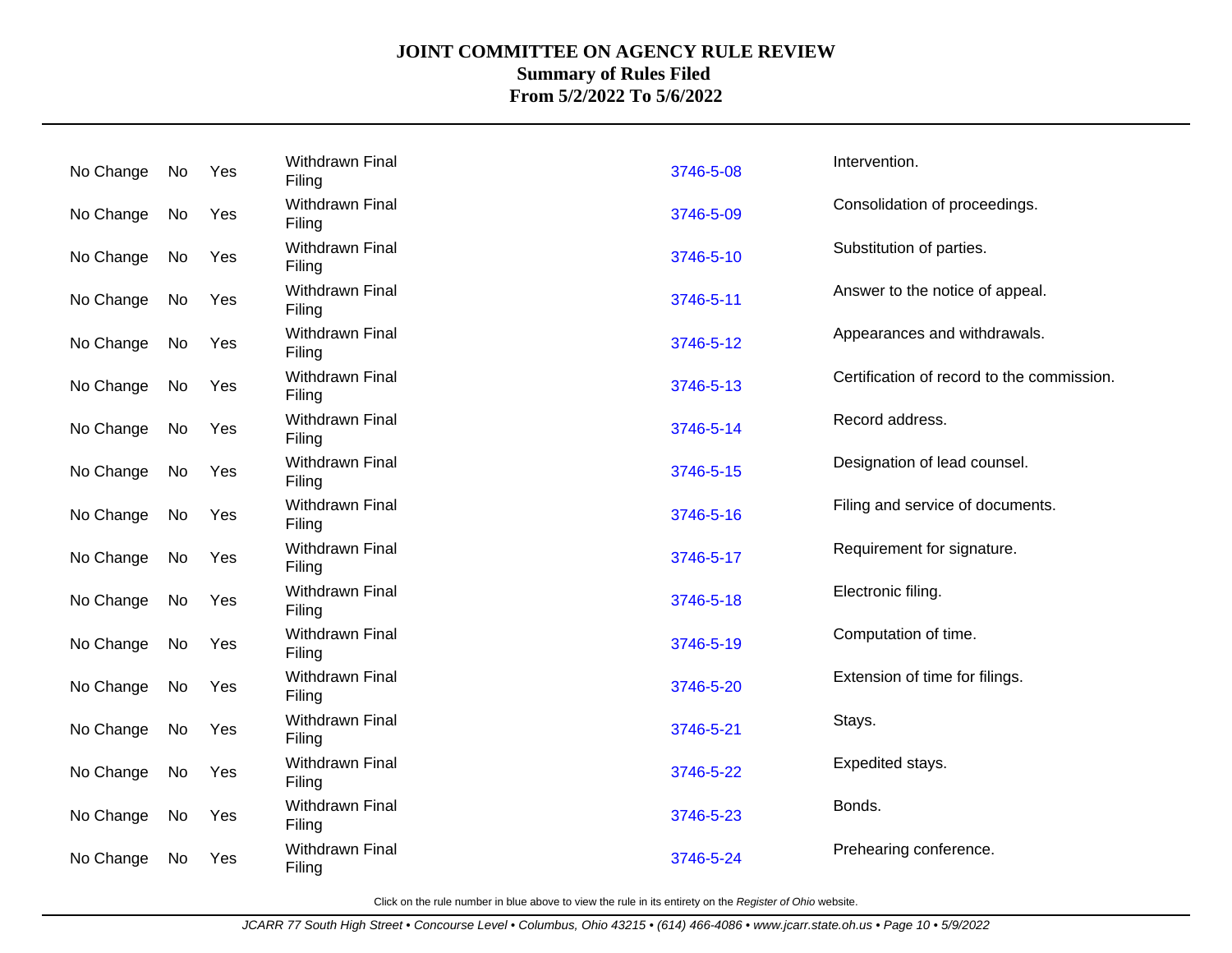# JOINT COMMITTEE ON AGENCY RULE REVIEW
## Summary of Rules Filed
### From 5/2/2022 To 5/6/2022

| | | | | | |
|---|---|---|---|---|---|
| No Change | No | Yes | Withdrawn Final Filing | 3746-5-08 | Intervention. |
| No Change | No | Yes | Withdrawn Final Filing | 3746-5-09 | Consolidation of proceedings. |
| No Change | No | Yes | Withdrawn Final Filing | 3746-5-10 | Substitution of parties. |
| No Change | No | Yes | Withdrawn Final Filing | 3746-5-11 | Answer to the notice of appeal. |
| No Change | No | Yes | Withdrawn Final Filing | 3746-5-12 | Appearances and withdrawals. |
| No Change | No | Yes | Withdrawn Final Filing | 3746-5-13 | Certification of record to the commission. |
| No Change | No | Yes | Withdrawn Final Filing | 3746-5-14 | Record address. |
| No Change | No | Yes | Withdrawn Final Filing | 3746-5-15 | Designation of lead counsel. |
| No Change | No | Yes | Withdrawn Final Filing | 3746-5-16 | Filing and service of documents. |
| No Change | No | Yes | Withdrawn Final Filing | 3746-5-17 | Requirement for signature. |
| No Change | No | Yes | Withdrawn Final Filing | 3746-5-18 | Electronic filing. |
| No Change | No | Yes | Withdrawn Final Filing | 3746-5-19 | Computation of time. |
| No Change | No | Yes | Withdrawn Final Filing | 3746-5-20 | Extension of time for filings. |
| No Change | No | Yes | Withdrawn Final Filing | 3746-5-21 | Stays. |
| No Change | No | Yes | Withdrawn Final Filing | 3746-5-22 | Expedited stays. |
| No Change | No | Yes | Withdrawn Final Filing | 3746-5-23 | Bonds. |
| No Change | No | Yes | Withdrawn Final Filing | 3746-5-24 | Prehearing conference. |

Click on the rule number in blue above to view the rule in its entirety on the *Register of Ohio* website.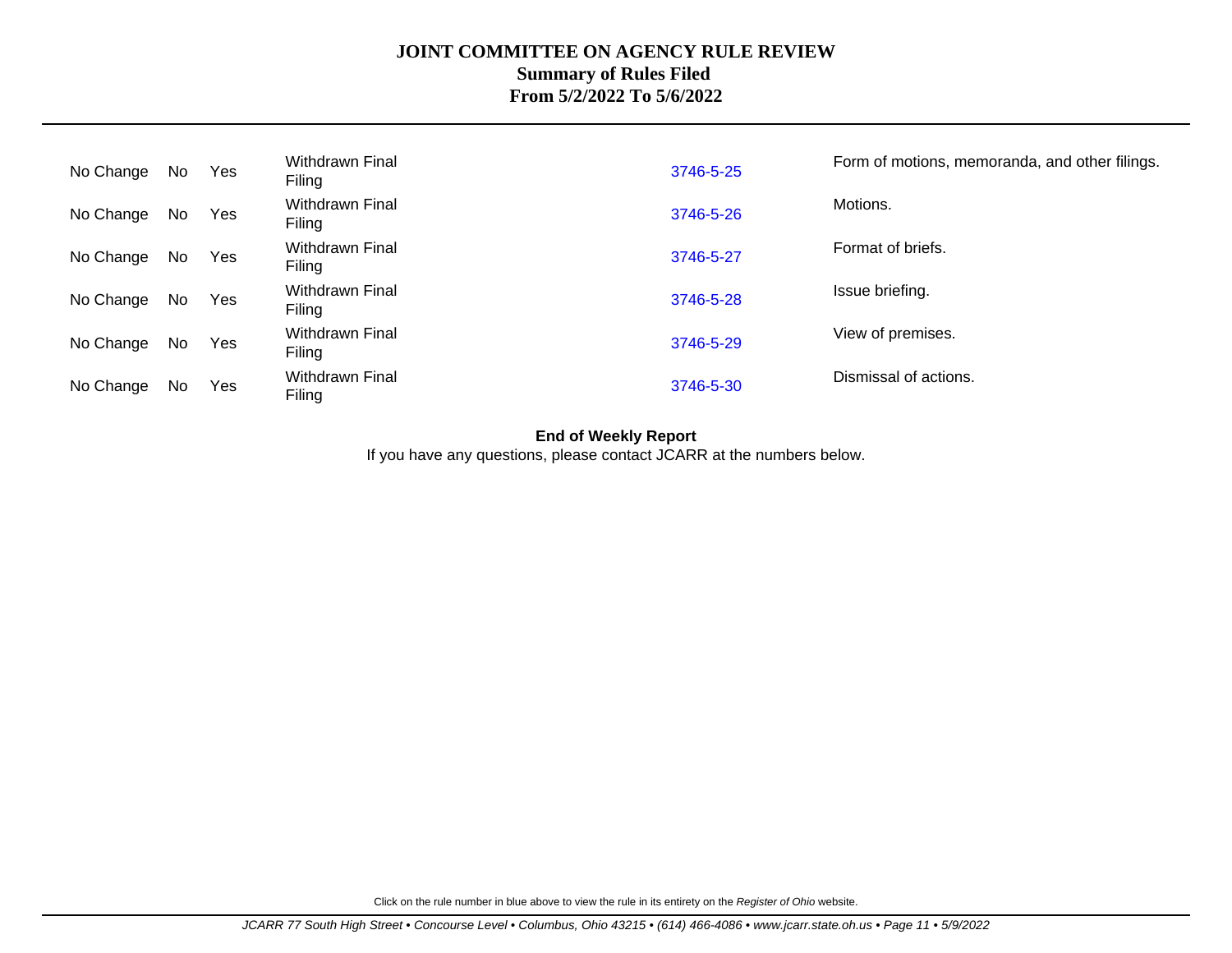# JOINT COMMITTEE ON AGENCY RULE REVIEW
## Summary of Rules Filed
## From 5/2/2022 To 5/6/2022

| | | | | | |
|---|---|---|---|---|---|
| No Change | No | Yes | Withdrawn Final Filing | 3746-5-25 | Form of motions, memoranda, and other filings. |
| No Change | No | Yes | Withdrawn Final Filing | 3746-5-26 | Motions. |
| No Change | No | Yes | Withdrawn Final Filing | 3746-5-27 | Format of briefs. |
| No Change | No | Yes | Withdrawn Final Filing | 3746-5-28 | Issue briefing. |
| No Change | No | Yes | Withdrawn Final Filing | 3746-5-29 | View of premises. |
| No Change | No | Yes | Withdrawn Final Filing | 3746-5-30 | Dismissal of actions. |

**End of Weekly Report**

If you have any questions, please contact JCARR at the numbers below.

Click on the rule number in blue above to view the rule in its entirety on the *Register of Ohio* website.

*JCARR 77 South High Street • Concourse Level • Columbus, Ohio 43215 • (614) 466-4086 • www.jcarr.state.oh.us • Page 11 • 5/9/2022*